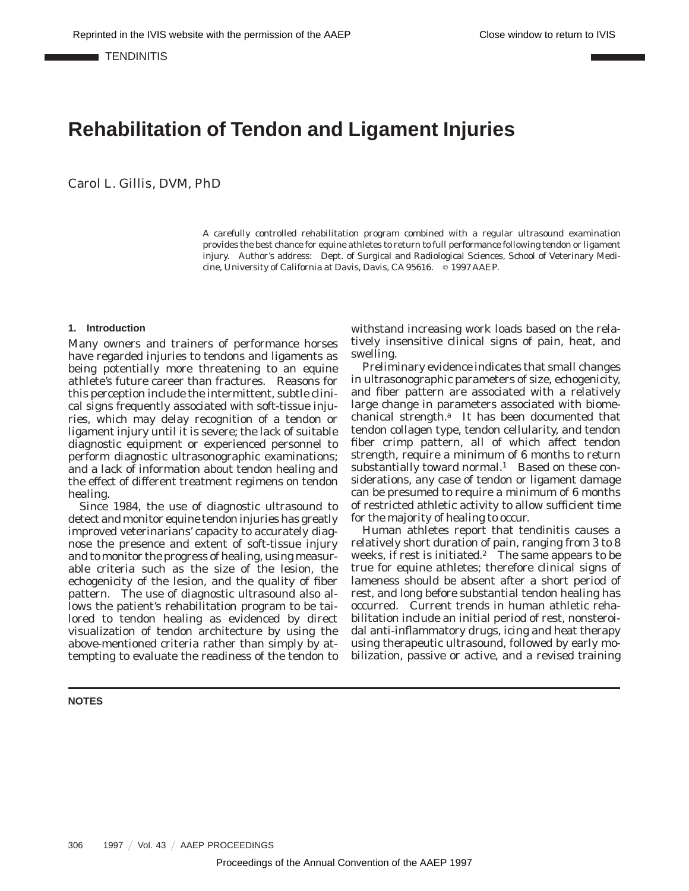# Rehabilitation of Tendon and Ligament Injuries

Carol L. Gillis, DVM, PhD

A carefully controlled rehabilitation program combined with a regular ultrasound examination provides the best chance for equine athletes to return to full performance following tendon or ligament injury. Author's address: Dept. of Surgical and Radiological Sciences, School of Veterinary Medicine, University of California at Davis, Davis, CA 95616. © 1997 AAEP.

## 1. Introduction

Many owners and trainers of performance horses have regarded injuries to tendons and ligaments as being potentially more threatening to an equine athlete's future career than fractures. Reasons for this perception include the intermittent, subtle clinical signs frequently associated with soft-tissue injuries, which may delay recognition of a tendon or ligament injury until it is severe; the lack of suitable diagnostic equipment or experienced personnel to perform diagnostic ultrasonographic examinations; and a lack of information about tendon healing and the effect of different treatment regimens on tendon healing.

Since 1984, the use of diagnostic ultrasound to detect and monitor equine tendon injuries has greatly improved veterinarians' capacity to accurately diagnose the presence and extent of soft-tissue injury and to monitor the progress of healing, using measurable criteria such as the size of the lesion, the echogenicity of the lesion, and the quality of fiber pattern. The use of diagnostic ultrasound also allows the patient's rehabilitation program to be tailored to tendon healing as evidenced by direct visualization of tendon architecture by using the above-mentioned criteria rather than simply by attempting to evaluate the readiness of the tendon to withstand increasing work loads based on the relatively insensitive clinical signs of pain, heat, and swelling.

Preliminary evidence indicates that small changes in ultrasonographic parameters of size, echogenicity, and fiber pattern are associated with a relatively large change in parameters associated with biomechanical strength.[a] It has been documented that tendon collagen type, tendon cellularity, and tendon fiber crimp pattern, all of which affect tendon strength, require a minimum of 6 months to return substantially toward normal.[1] Based on these considerations, any case of tendon or ligament damage can be presumed to require a minimum of 6 months of restricted athletic activity to allow sufficient time for the majority of healing to occur.

Human athletes report that tendinitis causes a relatively short duration of pain, ranging from 3 to 8 weeks, if rest is initiated.[2] The same appears to be true for equine athletes; therefore clinical signs of lameness should be absent after a short period of rest, and long before substantial tendon healing has occurred. Current trends in human athletic rehabilitation include an initial period of rest, nonsteroidal anti-inflammatory drugs, icing and heat therapy using therapeutic ultrasound, followed by early mobilization, passive or active, and a revised training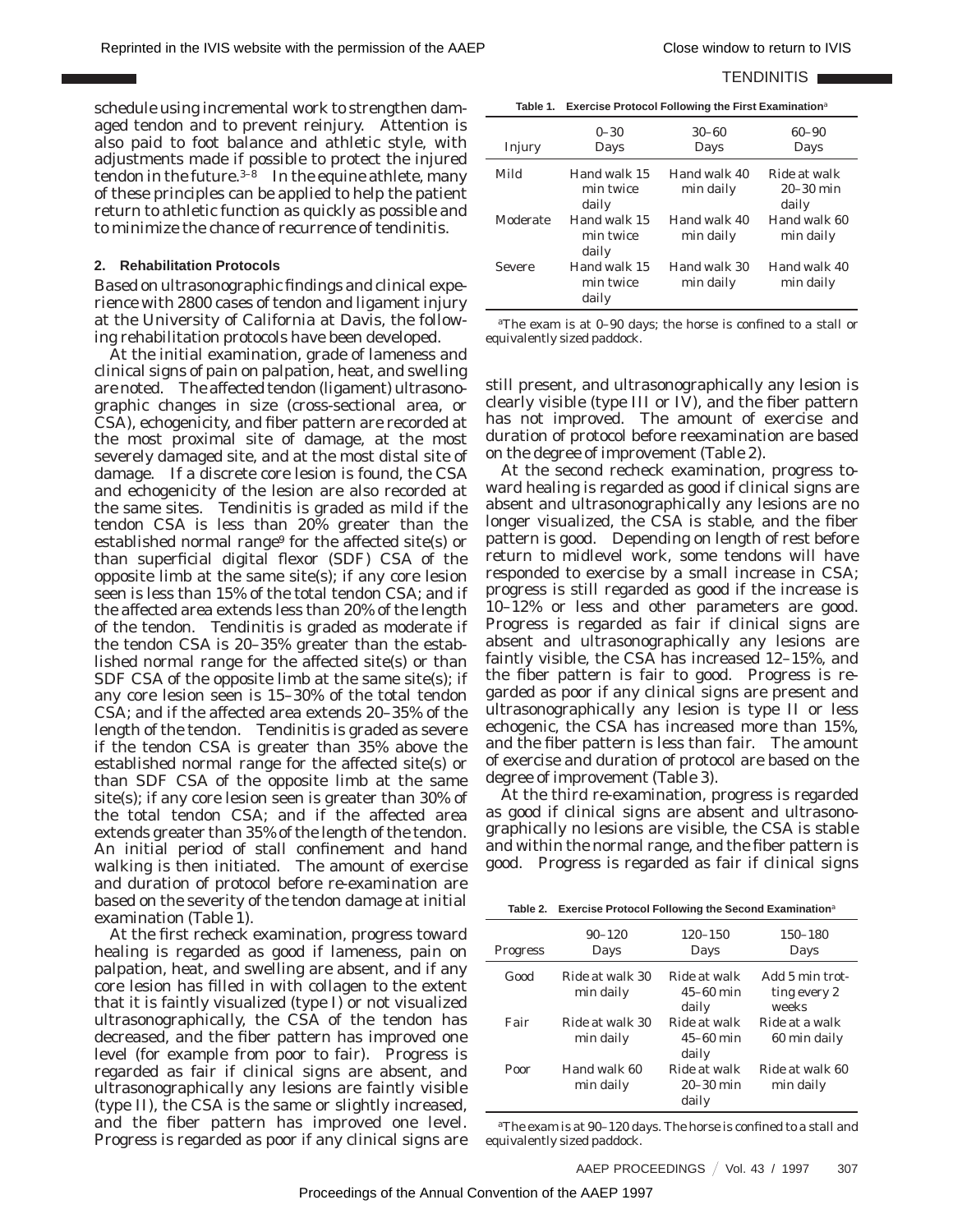schedule using incremental work to strengthen damaged tendon and to prevent reinjury. Attention is also paid to foot balance and athletic style, with adjustments made if possible to protect the injured tendon in the future.[3–8] In the equine athlete, many of these principles can be applied to help the patient return to athletic function as quickly as possible and to minimize the chance of recurrence of tendinitis.

## 2. Rehabilitation Protocols

Based on ultrasonographic findings and clinical experience with 2800 cases of tendon and ligament injury at the University of California at Davis, the following rehabilitation protocols have been developed.

At the initial examination, grade of lameness and clinical signs of pain on palpation, heat, and swelling are noted. The affected tendon (ligament) ultrasonographic changes in size (cross-sectional area, or CSA), echogenicity, and fiber pattern are recorded at the most proximal site of damage, at the most severely damaged site, and at the most distal site of damage. If a discrete core lesion is found, the CSA and echogenicity of the lesion are also recorded at the same sites. Tendinitis is graded as mild if the tendon CSA is less than 20% greater than the established normal range[9] for the affected site(s) or than superficial digital flexor (SDF) CSA of the opposite limb at the same site(s); if any core lesion seen is less than 15% of the total tendon CSA; and if the affected area extends less than 20% of the length of the tendon. Tendinitis is graded as moderate if the tendon CSA is 20–35% greater than the established normal range for the affected site(s) or than SDF CSA of the opposite limb at the same site(s); if any core lesion seen is 15–30% of the total tendon CSA; and if the affected area extends 20–35% of the length of the tendon. Tendinitis is graded as severe if the tendon CSA is greater than 35% above the established normal range for the affected site(s) or than SDF CSA of the opposite limb at the same site(s); if any core lesion seen is greater than 30% of the total tendon CSA; and if the affected area extends greater than 35% of the length of the tendon. An initial period of stall confinement and hand walking is then initiated. The amount of exercise and duration of protocol before re-examination are based on the severity of the tendon damage at initial examination (Table 1).

At the first recheck examination, progress toward healing is regarded as good if lameness, pain on palpation, heat, and swelling are absent, and if any core lesion has filled in with collagen to the extent that it is faintly visualized (type I) or not visualized ultrasonographically, the CSA of the tendon has decreased, and the fiber pattern has improved one level (for example from poor to fair). Progress is regarded as fair if clinical signs are absent, and ultrasonographically any lesions are faintly visible (type II), the CSA is the same or slightly increased, and the fiber pattern has improved one level. Progress is regarded as poor if any clinical signs are still present, and ultrasonographically any lesion is clearly visible (type III or IV), and the fiber pattern has not improved. The amount of exercise and duration of protocol before reexamination are based on the degree of improvement (Table 2).

At the second recheck examination, progress toward healing is regarded as good if clinical signs are absent and ultrasonographically any lesions are no longer visualized, the CSA is stable, and the fiber pattern is good. Depending on length of rest before return to midlevel work, some tendons will have responded to exercise by a small increase in CSA; progress is still regarded as good if the increase is 10–12% or less and other parameters are good. Progress is regarded as fair if clinical signs are absent and ultrasonographically any lesions are faintly visible, the CSA has increased 12–15%, and the fiber pattern is fair to good. Progress is regarded as poor if any clinical signs are present and ultrasonographically any lesion is type II or less echogenic, the CSA has increased more than 15%, and the fiber pattern is less than fair. The amount of exercise and duration of protocol are based on the degree of improvement (Table 3).

At the third re-examination, progress is regarded as good if clinical signs are absent and ultrasonographically no lesions are visible, the CSA is stable and within the normal range, and the fiber pattern is good. Progress is regarded as fair if clinical signs

**Table 1. Exercise Protocol Following the First Examination[a]**

| Injury | 0–30 Days | 30–60 Days | 60–90 Days |
|---|---|---|---|
| Mild | Hand walk 15 min twice daily | Hand walk 40 min daily | Ride at walk 20–30 min daily |
| Moderate | Hand walk 15 min twice daily | Hand walk 40 min daily | Hand walk 60 min daily |
| Severe | Hand walk 15 min twice daily | Hand walk 30 min daily | Hand walk 40 min daily |

[a]The exam is at 0–90 days; the horse is confined to a stall or equivalently sized paddock.

**Table 2. Exercise Protocol Following the Second Examination[a]**

| Progress | 90–120 Days | 120–150 Days | 150–180 Days |
|---|---|---|---|
| Good | Ride at walk 30 min daily | Ride at walk 45–60 min daily | Add 5 min trotting every 2 weeks |
| Fair | Ride at walk 30 min daily | Ride at walk 45–60 min daily | Ride at a walk 60 min daily |
| Poor | Hand walk 60 min daily | Ride at walk 20–30 min daily | Ride at walk 60 min daily |

[a]The exam is at 90–120 days. The horse is confined to a stall and equivalently sized paddock.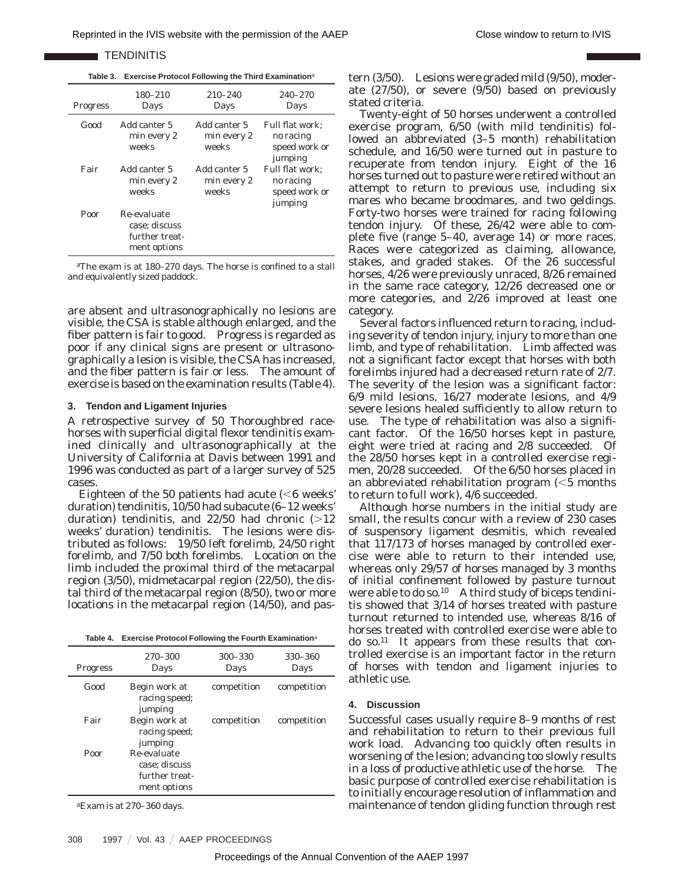**Table 3. Exercise Protocol Following the Third Examination[a]**

| Progress | 180–210 Days | 210–240 Days | 240–270 Days |
|---|---|---|---|
| Good | Add canter 5 min every 2 weeks | Add canter 5 min every 2 weeks | Full flat work; no racing speed work or jumping |
| Fair | Add canter 5 min every 2 weeks | Add canter 5 min every 2 weeks | Full flat work; no racing speed work or jumping |
| Poor | Re-evaluate case; discuss further treatment options | | |

[a]The exam is at 180–270 days. The horse is confined to a stall and equivalently sized paddock.

are absent and ultrasonographically no lesions are visible, the CSA is stable although enlarged, and the fiber pattern is fair to good. Progress is regarded as poor if any clinical signs are present or ultrasonographically a lesion is visible, the CSA has increased, and the fiber pattern is fair or less. The amount of exercise is based on the examination results (Table 4).

## 3. Tendon and Ligament Injuries

A retrospective survey of 50 Thoroughbred racehorses with superficial digital flexor tendinitis examined clinically and ultrasonographically at the University of California at Davis between 1991 and 1996 was conducted as part of a larger survey of 525 cases.

Eighteen of the 50 patients had acute (<6 weeks' duration) tendinitis, 10/50 had subacute (6–12 weeks' duration) tendinitis, and 22/50 had chronic (>12 weeks' duration) tendinitis. The lesions were distributed as follows: 19/50 left forelimb, 24/50 right forelimb, and 7/50 both forelimbs. Location on the limb included the proximal third of the metacarpal region (3/50), midmetacarpal region (22/50), the distal third of the metacarpal region (8/50), two or more locations in the metacarpal region (14/50), and pastern (3/50). Lesions were graded mild (9/50), moderate (27/50), or severe (9/50) based on previously stated criteria.

**Table 4. Exercise Protocol Following the Fourth Examination[a]**

| Progress | 270–300 Days | 300–330 Days | 330–360 Days |
|---|---|---|---|
| Good | Begin work at racing speed; jumping | competition | competition |
| Fair | Begin work at racing speed; jumping | competition | competition |
| Poor | Re-evaluate case; discuss further treatment options | | |

[a]Exam is at 270–360 days.

Twenty-eight of 50 horses underwent a controlled exercise program, 6/50 (with mild tendinitis) followed an abbreviated (3–5 month) rehabilitation schedule, and 16/50 were turned out in pasture to recuperate from tendon injury. Eight of the 16 horses turned out to pasture were retired without an attempt to return to previous use, including six mares who became broodmares, and two geldings. Forty-two horses were trained for racing following tendon injury. Of these, 26/42 were able to complete five (range 5–40, average 14) or more races. Races were categorized as claiming, allowance, stakes, and graded stakes. Of the 26 successful horses, 4/26 were previously unraced, 8/26 remained in the same race category, 12/26 decreased one or more categories, and 2/26 improved at least one category.

Several factors influenced return to racing, including severity of tendon injury, injury to more than one limb, and type of rehabilitation. Limb affected was not a significant factor except that horses with both forelimbs injured had a decreased return rate of 2/7. The severity of the lesion was a significant factor: 6/9 mild lesions, 16/27 moderate lesions, and 4/9 severe lesions healed sufficiently to allow return to use. The type of rehabilitation was also a significant factor. Of the 16/50 horses kept in pasture, eight were tried at racing and 2/8 succeeded. Of the 28/50 horses kept in a controlled exercise regimen, 20/28 succeeded. Of the 6/50 horses placed in an abbreviated rehabilitation program (<5 months to return to full work), 4/6 succeeded.

Although horse numbers in the initial study are small, the results concur with a review of 230 cases of suspensory ligament desmitis, which revealed that 117/173 of horses managed by controlled exercise were able to return to their intended use, whereas only 29/57 of horses managed by 3 months of initial confinement followed by pasture turnout were able to do so.[10] A third study of biceps tendinitis showed that 3/14 of horses treated with pasture turnout returned to intended use, whereas 8/16 of horses treated with controlled exercise were able to do so.[11] It appears from these results that controlled exercise is an important factor in the return of horses with tendon and ligament injuries to athletic use.

## 4. Discussion

Successful cases usually require 8–9 months of rest and rehabilitation to return to their previous full work load. Advancing too quickly often results in worsening of the lesion; advancing too slowly results in a loss of productive athletic use of the horse. The basic purpose of controlled exercise rehabilitation is to initially encourage resolution of inflammation and maintenance of tendon gliding function through rest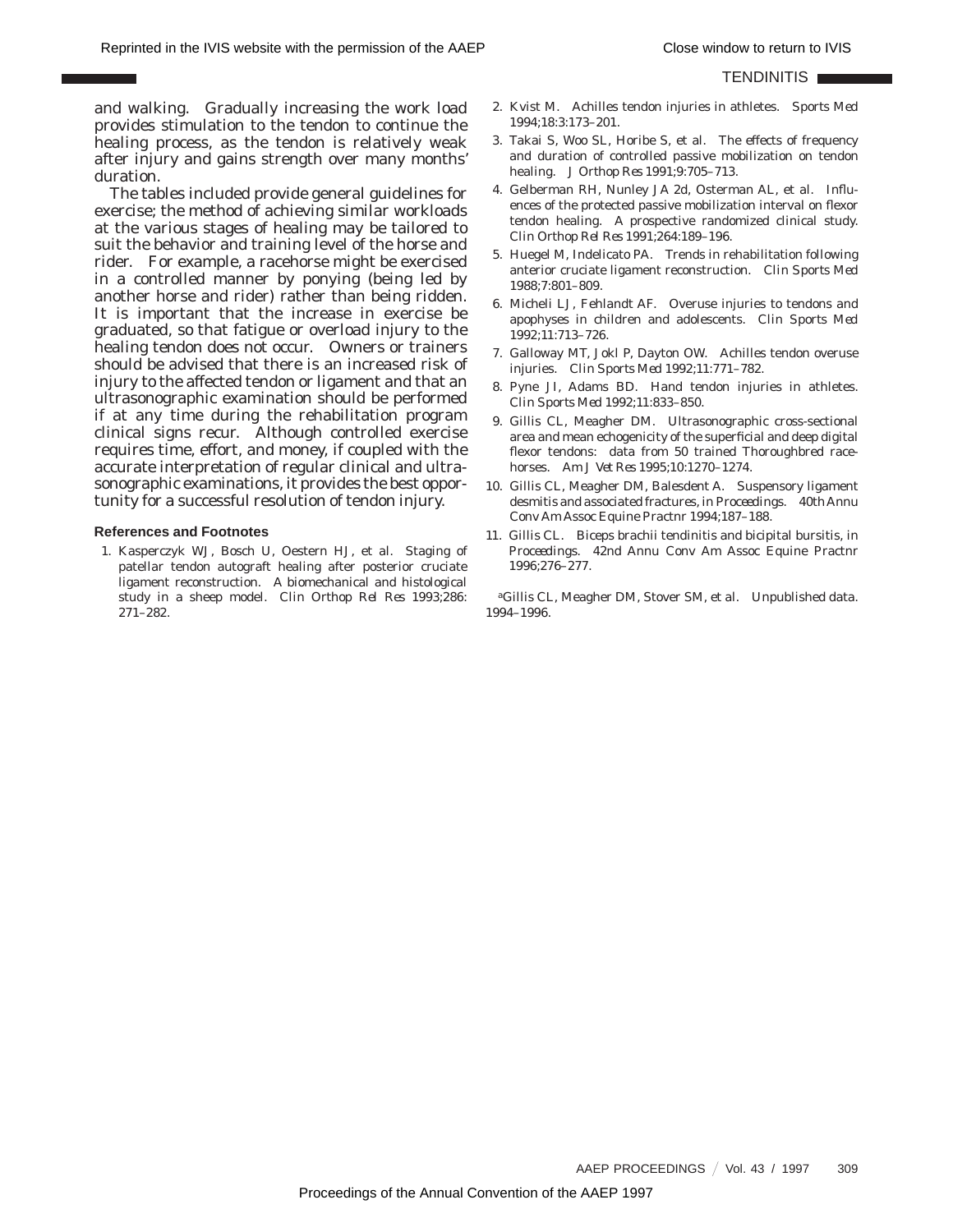and walking. Gradually increasing the work load provides stimulation to the tendon to continue the healing process, as the tendon is relatively weak after injury and gains strength over many months' duration.

The tables included provide general guidelines for exercise; the method of achieving similar workloads at the various stages of healing may be tailored to suit the behavior and training level of the horse and rider. For example, a racehorse might be exercised in a controlled manner by ponying (being led by another horse and rider) rather than being ridden. It is important that the increase in exercise be graduated, so that fatigue or overload injury to the healing tendon does not occur. Owners or trainers should be advised that there is an increased risk of injury to the affected tendon or ligament and that an ultrasonographic examination should be performed if at any time during the rehabilitation program clinical signs recur. Although controlled exercise requires time, effort, and money, if coupled with the accurate interpretation of regular clinical and ultrasonographic examinations, it provides the best opportunity for a successful resolution of tendon injury.

## References and Footnotes

1. Kasperczyk WJ, Bosch U, Oestern HJ, et al. Staging of patellar tendon autograft healing after posterior cruciate ligament reconstruction. A biomechanical and histological study in a sheep model. *Clin Orthop Rel Res* 1993;286: 271–282.
2. Kvist M. Achilles tendon injuries in athletes. *Sports Med* 1994;18:3:173–201.
3. Takai S, Woo SL, Horibe S, et al. The effects of frequency and duration of controlled passive mobilization on tendon healing. *J Orthop Res* 1991;9:705–713.
4. Gelberman RH, Nunley JA 2d, Osterman AL, et al. Influences of the protected passive mobilization interval on flexor tendon healing. A prospective randomized clinical study. *Clin Orthop Rel Res* 1991;264:189–196.
5. Huegel M, Indelicato PA. Trends in rehabilitation following anterior cruciate ligament reconstruction. *Clin Sports Med* 1988;7:801–809.
6. Micheli LJ, Fehlandt AF. Overuse injuries to tendons and apophyses in children and adolescents. *Clin Sports Med* 1992;11:713–726.
7. Galloway MT, Jokl P, Dayton OW. Achilles tendon overuse injuries. *Clin Sports Med* 1992;11:771–782.
8. Pyne JI, Adams BD. Hand tendon injuries in athletes. *Clin Sports Med* 1992;11:833–850.
9. Gillis CL, Meagher DM. Ultrasonographic cross-sectional area and mean echogenicity of the superficial and deep digital flexor tendons: data from 50 trained Thoroughbred racehorses. *Am J Vet Res* 1995;10:1270–1274.
10. Gillis CL, Meagher DM, Balesdent A. Suspensory ligament desmitis and associated fractures, in *Proceedings*. 40th Annu Conv Am Assoc Equine Practnr 1994;187–188.
11. Gillis CL. Biceps brachii tendinitis and bicipital bursitis, in *Proceedings*. 42nd Annu Conv Am Assoc Equine Practnr 1996;276–277.

[a]Gillis CL, Meagher DM, Stover SM, et al. Unpublished data. 1994–1996.